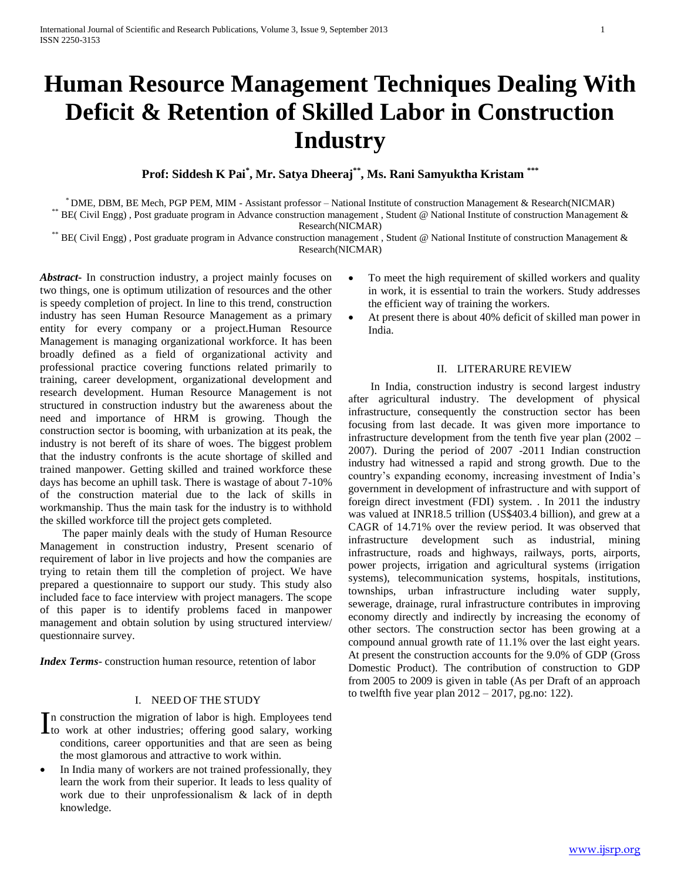# Human Resource Management Techniques Dealing With Deficit & Retention of Skilled Labor in Construction Industry

**Prof: Siddesh K Pai[*], Mr. Satya Dheeraj[**], Ms. Rani Samyuktha Kristam [***]**

[*] DME, DBM, BE Mech, PGP PEM, MIM - Assistant professor – National Institute of construction Management & Research(NICMAR)

[**] BE( Civil Engg) , Post graduate program in Advance construction management , Student @ National Institute of construction Management & Research(NICMAR)

[**] BE( Civil Engg) , Post graduate program in Advance construction management , Student @ National Institute of construction Management & Research(NICMAR)

***Abstract***- In construction industry, a project mainly focuses on two things, one is optimum utilization of resources and the other is speedy completion of project. In line to this trend, construction industry has seen Human Resource Management as a primary entity for every company or a project.Human Resource Management is managing organizational workforce. It has been broadly defined as a field of organizational activity and professional practice covering functions related primarily to training, career development, organizational development and research development. Human Resource Management is not structured in construction industry but the awareness about the need and importance of HRM is growing. Though the construction sector is booming, with urbanization at its peak, the industry is not bereft of its share of woes. The biggest problem that the industry confronts is the acute shortage of skilled and trained manpower. Getting skilled and trained workforce these days has become an uphill task. There is wastage of about 7-10% of the construction material due to the lack of skills in workmanship. Thus the main task for the industry is to withhold the skilled workforce till the project gets completed.

The paper mainly deals with the study of Human Resource Management in construction industry, Present scenario of requirement of labor in live projects and how the companies are trying to retain them till the completion of project. We have prepared a questionnaire to support our study. This study also included face to face interview with project managers. The scope of this paper is to identify problems faced in manpower management and obtain solution by using structured interview/ questionnaire survey.

***Index Terms***- construction human resource, retention of labor

## I. NEED OF THE STUDY

In construction the migration of labor is high. Employees tend to work at other industries; offering good salary, working conditions, career opportunities and that are seen as being the most glamorous and attractive to work within.

- In India many of workers are not trained professionally, they learn the work from their superior. It leads to less quality of work due to their unprofessionalism & lack of in depth knowledge.
- To meet the high requirement of skilled workers and quality in work, it is essential to train the workers. Study addresses the efficient way of training the workers.
- At present there is about 40% deficit of skilled man power in India.

## II. LITERARURE REVIEW

In India, construction industry is second largest industry after agricultural industry. The development of physical infrastructure, consequently the construction sector has been focusing from last decade. It was given more importance to infrastructure development from the tenth five year plan (2002 – 2007). During the period of 2007 -2011 Indian construction industry had witnessed a rapid and strong growth. Due to the country's expanding economy, increasing investment of India's government in development of infrastructure and with support of foreign direct investment (FDI) system. . In 2011 the industry was valued at INR18.5 trillion (US$403.4 billion), and grew at a CAGR of 14.71% over the review period. It was observed that infrastructure development such as industrial, mining infrastructure, roads and highways, railways, ports, airports, power projects, irrigation and agricultural systems (irrigation systems), telecommunication systems, hospitals, institutions, townships, urban infrastructure including water supply, sewerage, drainage, rural infrastructure contributes in improving economy directly and indirectly by increasing the economy of other sectors. The construction sector has been growing at a compound annual growth rate of 11.1% over the last eight years. At present the construction accounts for the 9.0% of GDP (Gross Domestic Product). The contribution of construction to GDP from 2005 to 2009 is given in table (As per Draft of an approach to twelfth five year plan 2012 – 2017, pg.no: 122).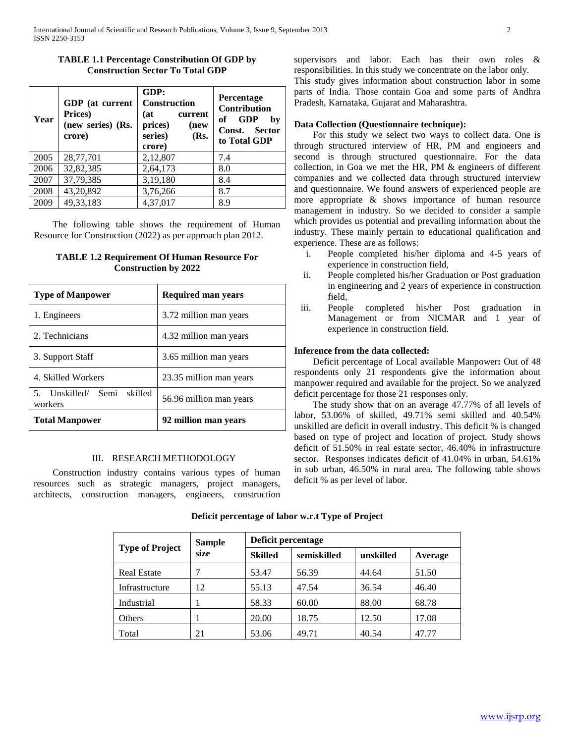**TABLE 1.1 Percentage Constribution Of GDP by Construction Sector To Total GDP**

| Year | GDP (at current Prices) (new series) (Rs. crore) | GDP: Construction (at current prices) (new series) (Rs. crore) | Percentage Contribution of GDP by Const. Sector to Total GDP |
|---|---|---|---|
| 2005 | 28,77,701 | 2,12,807 | 7.4 |
| 2006 | 32,82,385 | 2,64,173 | 8.0 |
| 2007 | 37,79,385 | 3,19,180 | 8.4 |
| 2008 | 43,20,892 | 3,76,266 | 8.7 |
| 2009 | 49,33,183 | 4,37,017 | 8.9 |

The following table shows the requirement of Human Resource for Construction (2022) as per approach plan 2012.

**TABLE 1.2 Requirement Of Human Resource For Construction by 2022**

| Type of Manpower | Required man years |
|---|---|
| 1. Engineers | 3.72 million man years |
| 2. Technicians | 4.32 million man years |
| 3. Support Staff | 3.65 million man years |
| 4. Skilled Workers | 23.35 million man years |
| 5. Unskilled/ Semi skilled workers | 56.96 million man years |
| **Total Manpower** | **92 million man years** |

## III. RESEARCH METHODOLOGY

Construction industry contains various types of human resources such as strategic managers, project managers, architects, construction managers, engineers, construction supervisors and labor. Each has their own roles & responsibilities. In this study we concentrate on the labor only. This study gives information about construction labor in some parts of India. Those contain Goa and some parts of Andhra Pradesh, Karnataka, Gujarat and Maharashtra.

### Data Collection (Questionnaire technique):

For this study we select two ways to collect data. One is through structured interview of HR, PM and engineers and second is through structured questionnaire. For the data collection, in Goa we met the HR, PM & engineers of different companies and we collected data through structured interview and questionnaire. We found answers of experienced people are more appropriate & shows importance of human resource management in industry. So we decided to consider a sample which provides us potential and prevailing information about the industry. These mainly pertain to educational qualification and experience. These are as follows:

i. People completed his/her diploma and 4-5 years of experience in construction field,
ii. People completed his/her Graduation or Post graduation in engineering and 2 years of experience in construction field,
iii. People completed his/her Post graduation in Management or from NICMAR and 1 year of experience in construction field.

### Inference from the data collected:

Deficit percentage of Local available Manpower**:** Out of 48 respondents only 21 respondents give the information about manpower required and available for the project. So we analyzed deficit percentage for those 21 responses only.

The study show that on an average 47.77% of all levels of labor, 53.06% of skilled, 49.71% semi skilled and 40.54% unskilled are deficit in overall industry. This deficit % is changed based on type of project and location of project. Study shows deficit of 51.50% in real estate sector, 46.40% in infrastructure sector. Responses indicates deficit of 41.04% in urban, 54.61% in sub urban, 46.50% in rural area. The following table shows deficit % as per level of labor.

**Deficit percentage of labor w.r.t Type of Project**

| Type of Project | Sample size | Deficit percentage | | | |
|---|---|---|---|---|---|
| | | Skilled | semiskilled | unskilled | Average |
| Real Estate | 7 | 53.47 | 56.39 | 44.64 | 51.50 |
| Infrastructure | 12 | 55.13 | 47.54 | 36.54 | 46.40 |
| Industrial | 1 | 58.33 | 60.00 | 88.00 | 68.78 |
| Others | 1 | 20.00 | 18.75 | 12.50 | 17.08 |
| Total | 21 | 53.06 | 49.71 | 40.54 | 47.77 |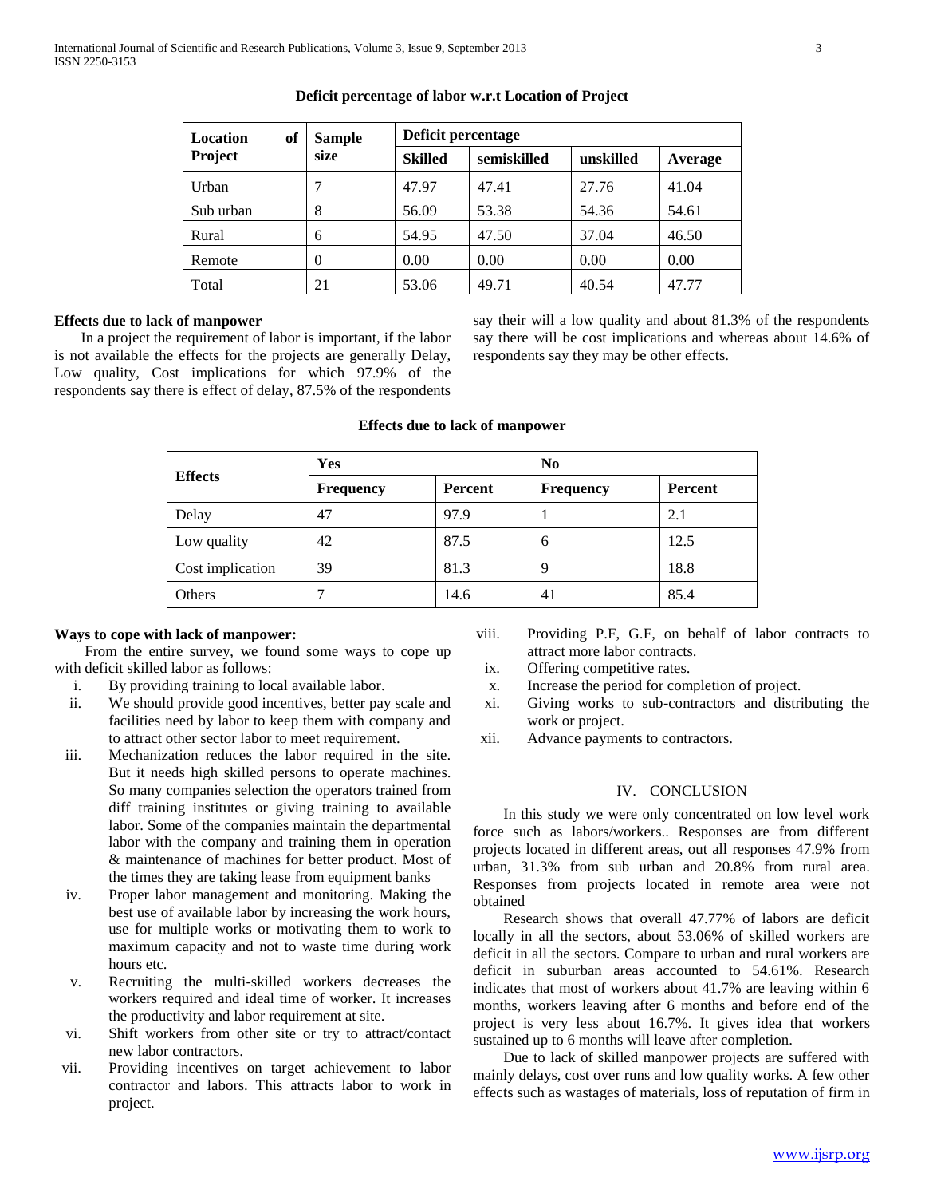**Deficit percentage of labor w.r.t Location of Project**

| Location of Project | Sample size | Deficit percentage | | | |
|---|---|---|---|---|---|
| | | Skilled | semiskilled | unskilled | Average |
| Urban | 7 | 47.97 | 47.41 | 27.76 | 41.04 |
| Sub urban | 8 | 56.09 | 53.38 | 54.36 | 54.61 |
| Rural | 6 | 54.95 | 47.50 | 37.04 | 46.50 |
| Remote | 0 | 0.00 | 0.00 | 0.00 | 0.00 |
| Total | 21 | 53.06 | 49.71 | 40.54 | 47.77 |

**Effects due to lack of manpower**

In a project the requirement of labor is important, if the labor is not available the effects for the projects are generally Delay, Low quality, Cost implications for which 97.9% of the respondents say there is effect of delay, 87.5% of the respondents say their will a low quality and about 81.3% of the respondents say there will be cost implications and whereas about 14.6% of respondents say they may be other effects.

**Effects due to lack of manpower**

| Effects | Yes | | No | |
|---|---|---|---|---|
| | Frequency | Percent | Frequency | Percent |
| Delay | 47 | 97.9 | 1 | 2.1 |
| Low quality | 42 | 87.5 | 6 | 12.5 |
| Cost implication | 39 | 81.3 | 9 | 18.8 |
| Others | 7 | 14.6 | 41 | 85.4 |

**Ways to cope with lack of manpower:**

From the entire survey, we found some ways to cope up with deficit skilled labor as follows:

i. By providing training to local available labor.
ii. We should provide good incentives, better pay scale and facilities need by labor to keep them with company and to attract other sector labor to meet requirement.
iii. Mechanization reduces the labor required in the site. But it needs high skilled persons to operate machines. So many companies selection the operators trained from diff training institutes or giving training to available labor. Some of the companies maintain the departmental labor with the company and training them in operation & maintenance of machines for better product. Most of the times they are taking lease from equipment banks
iv. Proper labor management and monitoring. Making the best use of available labor by increasing the work hours, use for multiple works or motivating them to work to maximum capacity and not to waste time during work hours etc.
v. Recruiting the multi-skilled workers decreases the workers required and ideal time of worker. It increases the productivity and labor requirement at site.
vi. Shift workers from other site or try to attract/contact new labor contractors.
vii. Providing incentives on target achievement to labor contractor and labors. This attracts labor to work in project.
viii. Providing P.F, G.F, on behalf of labor contracts to attract more labor contracts.
ix. Offering competitive rates.
x. Increase the period for completion of project.
xi. Giving works to sub-contractors and distributing the work or project.
xii. Advance payments to contractors.

## IV. CONCLUSION

In this study we were only concentrated on low level work force such as labors/workers.. Responses are from different projects located in different areas, out all responses 47.9% from urban, 31.3% from sub urban and 20.8% from rural area. Responses from projects located in remote area were not obtained

Research shows that overall 47.77% of labors are deficit locally in all the sectors, about 53.06% of skilled workers are deficit in all the sectors. Compare to urban and rural workers are deficit in suburban areas accounted to 54.61%. Research indicates that most of workers about 41.7% are leaving within 6 months, workers leaving after 6 months and before end of the project is very less about 16.7%. It gives idea that workers sustained up to 6 months will leave after completion.

Due to lack of skilled manpower projects are suffered with mainly delays, cost over runs and low quality works. A few other effects such as wastages of materials, loss of reputation of firm in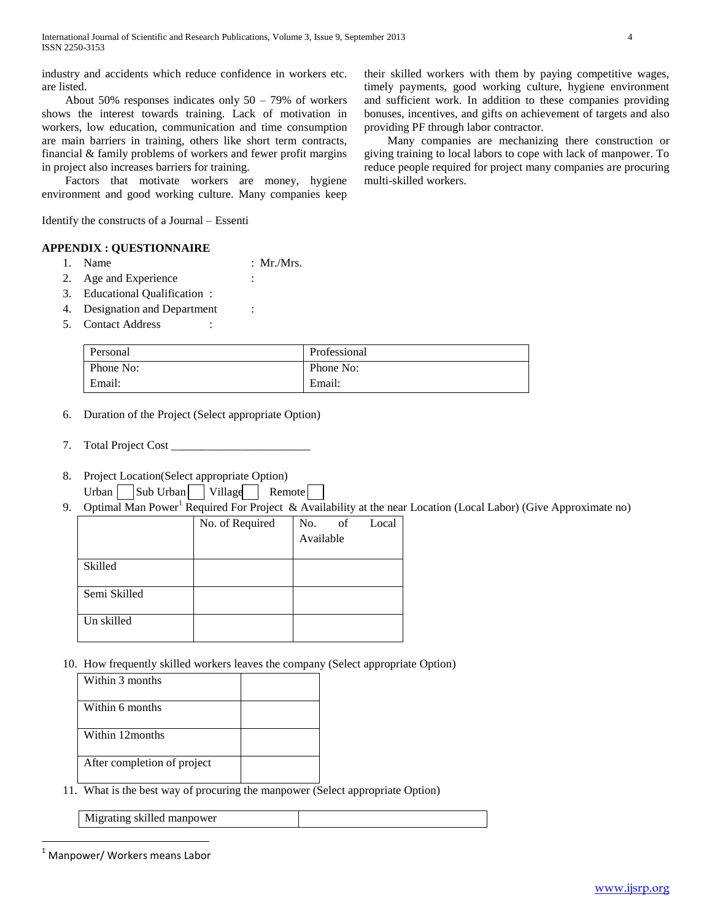industry and accidents which reduce confidence in workers etc. are listed.

About 50% responses indicates only 50 – 79% of workers shows the interest towards training. Lack of motivation in workers, low education, communication and time consumption are main barriers in training, others like short term contracts, financial & family problems of workers and fewer profit margins in project also increases barriers for training.

Factors that motivate workers are money, hygiene environment and good working culture. Many companies keep their skilled workers with them by paying competitive wages, timely payments, good working culture, hygiene environment and sufficient work. In addition to these companies providing bonuses, incentives, and gifts on achievement of targets and also providing PF through labor contractor.

Many companies are mechanizing there construction or giving training to local labors to cope with lack of manpower. To reduce people required for project many companies are procuring multi-skilled workers.

Identify the constructs of a Journal – Essenti

## APPENDIX : QUESTIONNAIRE

1. Name : Mr./Mrs.
2. Age and Experience :
3. Educational Qualification :
4. Designation and Department :
5. Contact Address :

| Personal | Professional |
|---|---|
| Phone No: | Phone No: |
| Email: | Email: |

6. Duration of the Project (Select appropriate Option)

7. Total Project Cost ________________________

8. Project Location(Select appropriate Option)
   Urban ☐ Sub Urban ☐ Village ☐ Remote ☐

9. Optimal Man Power[1] Required For Project & Availability at the near Location (Local Labor) (Give Approximate no)

| | No. of Required | No. of Local Available |
|---|---|---|
| Skilled | | |
| Semi Skilled | | |
| Un skilled | | |

10. How frequently skilled workers leaves the company (Select appropriate Option)

| Within 3 months | |
|---|---|
| Within 6 months | |
| Within 12months | |
| After completion of project | |

11. What is the best way of procuring the manpower (Select appropriate Option)

| Migrating skilled manpower | |
|---|---|

[1] Manpower/ Workers means Labor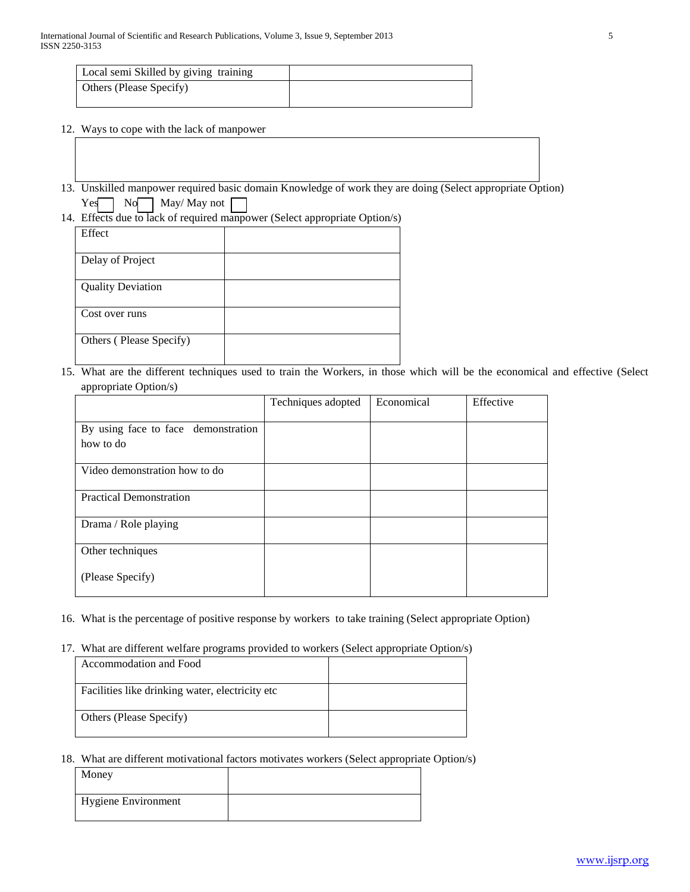| Local semi Skilled by giving training | |
|---|---|
| Others (Please Specify) | |

12. Ways to cope with the lack of manpower

| |
|---|
| |

13. Unskilled manpower required basic domain Knowledge of work they are doing (Select appropriate Option)

    Yes ☐ No ☐ May/ May not ☐

14. Effects due to lack of required manpower (Select appropriate Option/s)

| Effect | |
|---|---|
| Delay of Project | |
| Quality Deviation | |
| Cost over runs | |
| Others ( Please Specify) | |

15. What are the different techniques used to train the Workers, in those which will be the economical and effective (Select appropriate Option/s)

| | Techniques adopted | Economical | Effective |
|---|---|---|---|
| By using face to face demonstration how to do | | | |
| Video demonstration how to do | | | |
| Practical Demonstration | | | |
| Drama / Role playing | | | |
| Other techniques (Please Specify) | | | |

16. What is the percentage of positive response by workers to take training (Select appropriate Option)

17. What are different welfare programs provided to workers (Select appropriate Option/s)

| Accommodation and Food | |
|---|---|
| Facilities like drinking water, electricity etc | |
| Others (Please Specify) | |

18. What are different motivational factors motivates workers (Select appropriate Option/s)

| Money | |
|---|---|
| Hygiene Environment | |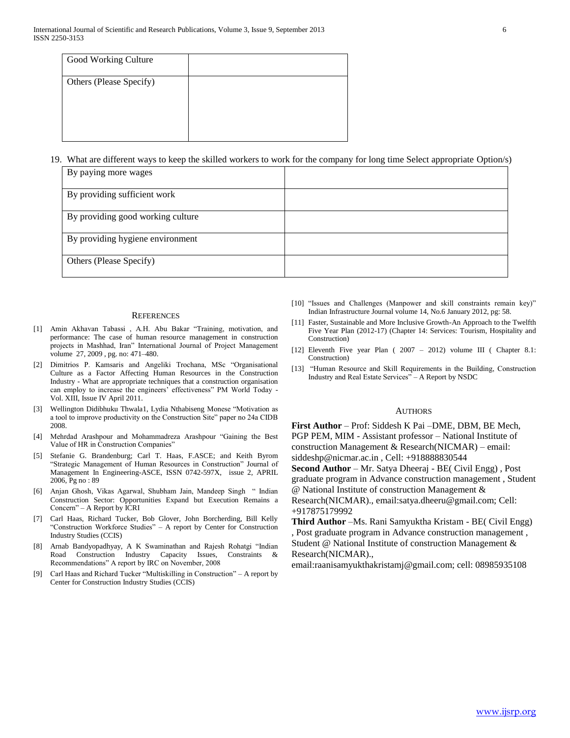| | |
|---|---|
| Good Working Culture | |
| Others (Please Specify) | |

19. What are different ways to keep the skilled workers to work for the company for long time Select appropriate Option/s)

| | |
|---|---|
| By paying more wages | |
| By providing sufficient work | |
| By providing good working culture | |
| By providing hygiene environment | |
| Others (Please Specify) | |

## References

[1] Amin Akhavan Tabassi , A.H. Abu Bakar "Training, motivation, and performance: The case of human resource management in construction projects in Mashhad, Iran" International Journal of Project Management volume 27, 2009 , pg. no: 471–480.

[2] Dimitrios P. Kamsaris and Angeliki Trochana, MSc "Organisational Culture as a Factor Affecting Human Resources in the Construction Industry - What are appropriate techniques that a construction organisation can employ to increase the engineers' effectiveness" PM World Today - Vol. XIII, Issue IV April 2011.

[3] Wellington Didibhuku Thwala1, Lydia Nthabiseng Monese "Motivation as a tool to improve productivity on the Construction Site" paper no 24a CIDB 2008.

[4] Mehrdad Arashpour and Mohammadreza Arashpour "Gaining the Best Value of HR in Construction Companies"

[5] Stefanie G. Brandenburg; Carl T. Haas, F.ASCE; and Keith Byrom "Strategic Management of Human Resources in Construction" Journal of Management In Engineering-ASCE, ISSN 0742-597X, issue 2, APRIL 2006, Pg no : 89

[6] Anjan Ghosh, Vikas Agarwal, Shubham Jain, Mandeep Singh " Indian Construction Sector: Opportunities Expand but Execution Remains a Concern" – A Report by ICRI

[7] Carl Haas, Richard Tucker, Bob Glover, John Borcherding, Bill Kelly "Construction Workforce Studies" – A report by Center for Construction Industry Studies (CCIS)

[8] Arnab Bandyopadhyay, A K Swaminathan and Rajesh Rohatgi "Indian Road Construction Industry Capacity Issues, Constraints & Recommendations" A report by IRC on November, 2008

[9] Carl Haas and Richard Tucker "Multiskilling in Construction" – A report by Center for Construction Industry Studies (CCIS)

[10] "Issues and Challenges (Manpower and skill constraints remain key)" Indian Infrastructure Journal volume 14, No.6 January 2012, pg: 58.

[11] Faster, Sustainable and More Inclusive Growth-An Approach to the Twelfth Five Year Plan (2012-17) (Chapter 14: Services: Tourism, Hospitality and Construction)

[12] Eleventh Five year Plan ( 2007 – 2012) volume III ( Chapter 8.1: Construction)

[13] "Human Resource and Skill Requirements in the Building, Construction Industry and Real Estate Services" – A Report by NSDC

## Authors

**First Author** – Prof: Siddesh K Pai –DME, DBM, BE Mech, PGP PEM, MIM - Assistant professor – National Institute of construction Management & Research(NICMAR) – email: siddeshp@nicmar.ac.in , Cell: +918888830544

**Second Author** – Mr. Satya Dheeraj - BE( Civil Engg) , Post graduate program in Advance construction management , Student @ National Institute of construction Management & Research(NICMAR)., email:satya.dheeru@gmail.com; Cell: +917875179992

**Third Author** –Ms. Rani Samyuktha Kristam - BE( Civil Engg) , Post graduate program in Advance construction management , Student @ National Institute of construction Management & Research(NICMAR)., email:raanisamyukthakristamj@gmail.com; cell: 08985935108